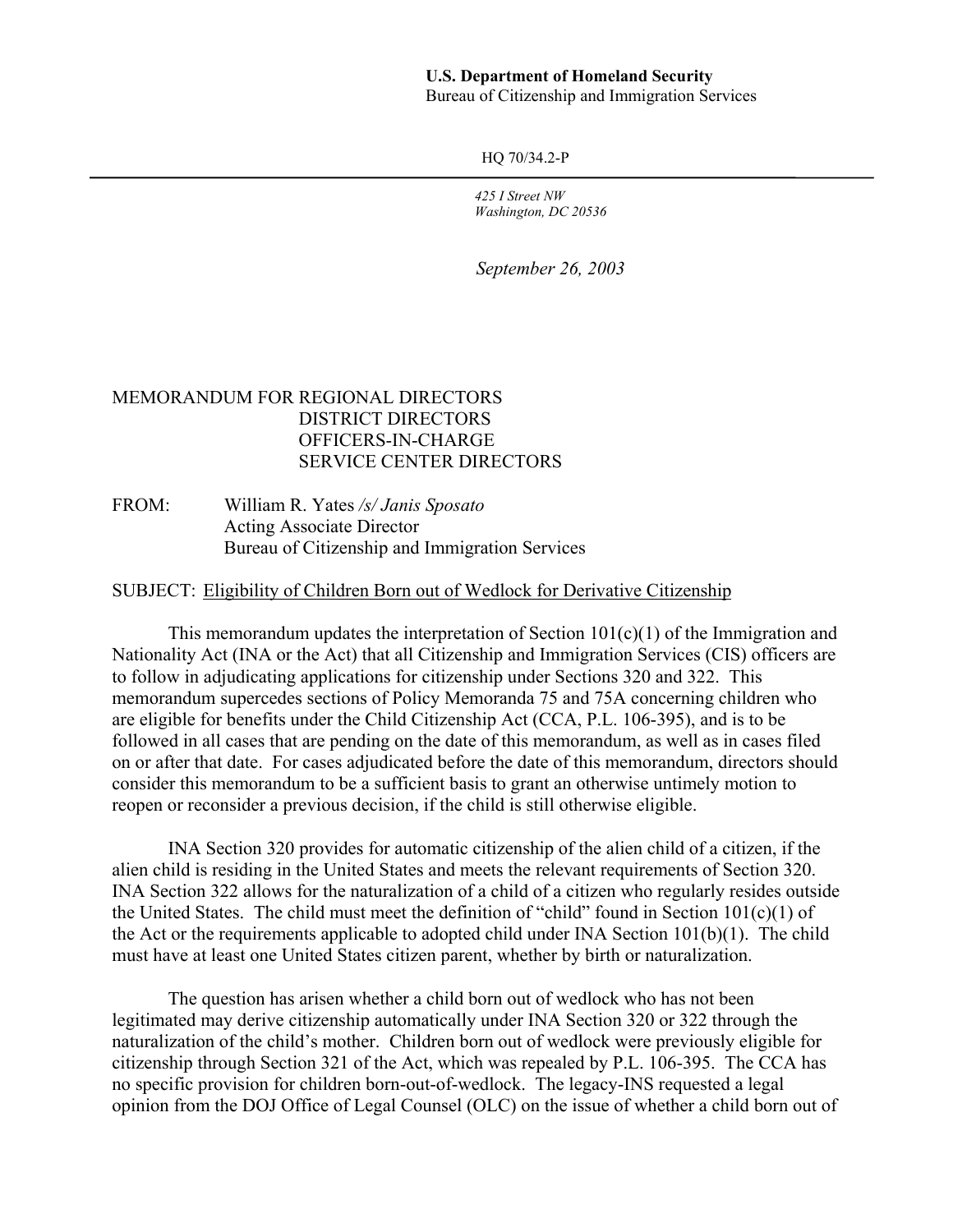**U.S. Department of Homeland Security**
Bureau of Citizenship and Immigration Services

HQ 70/34.2-P

*425 I Street NW*
*Washington, DC 20536*

*September 26, 2003*

MEMORANDUM FOR REGIONAL DIRECTORS
DISTRICT DIRECTORS
OFFICERS-IN-CHARGE
SERVICE CENTER DIRECTORS

FROM: William R. Yates */s/ Janis Sposato*
Acting Associate Director
Bureau of Citizenship and Immigration Services

SUBJECT: Eligibility of Children Born out of Wedlock for Derivative Citizenship

This memorandum updates the interpretation of Section 101(c)(1) of the Immigration and Nationality Act (INA or the Act) that all Citizenship and Immigration Services (CIS) officers are to follow in adjudicating applications for citizenship under Sections 320 and 322. This memorandum supercedes sections of Policy Memoranda 75 and 75A concerning children who are eligible for benefits under the Child Citizenship Act (CCA, P.L. 106-395), and is to be followed in all cases that are pending on the date of this memorandum, as well as in cases filed on or after that date. For cases adjudicated before the date of this memorandum, directors should consider this memorandum to be a sufficient basis to grant an otherwise untimely motion to reopen or reconsider a previous decision, if the child is still otherwise eligible.

INA Section 320 provides for automatic citizenship of the alien child of a citizen, if the alien child is residing in the United States and meets the relevant requirements of Section 320. INA Section 322 allows for the naturalization of a child of a citizen who regularly resides outside the United States. The child must meet the definition of "child" found in Section 101(c)(1) of the Act or the requirements applicable to adopted child under INA Section 101(b)(1). The child must have at least one United States citizen parent, whether by birth or naturalization.

The question has arisen whether a child born out of wedlock who has not been legitimated may derive citizenship automatically under INA Section 320 or 322 through the naturalization of the child's mother. Children born out of wedlock were previously eligible for citizenship through Section 321 of the Act, which was repealed by P.L. 106-395. The CCA has no specific provision for children born-out-of-wedlock. The legacy-INS requested a legal opinion from the DOJ Office of Legal Counsel (OLC) on the issue of whether a child born out of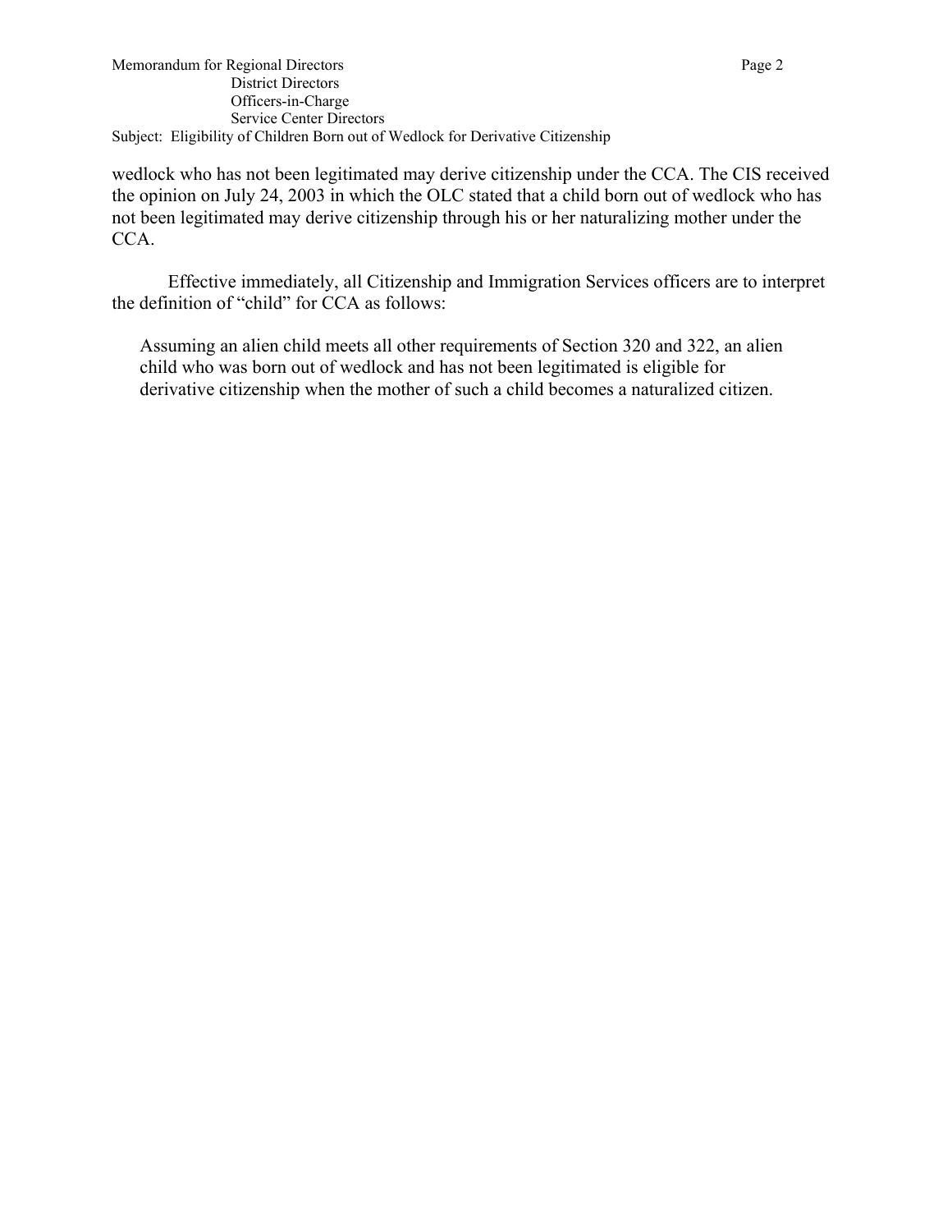wedlock who has not been legitimated may derive citizenship under the CCA. The CIS received the opinion on July 24, 2003 in which the OLC stated that a child born out of wedlock who has not been legitimated may derive citizenship through his or her naturalizing mother under the CCA.

Effective immediately, all Citizenship and Immigration Services officers are to interpret the definition of "child" for CCA as follows:

> Assuming an alien child meets all other requirements of Section 320 and 322, an alien child who was born out of wedlock and has not been legitimated is eligible for derivative citizenship when the mother of such a child becomes a naturalized citizen.